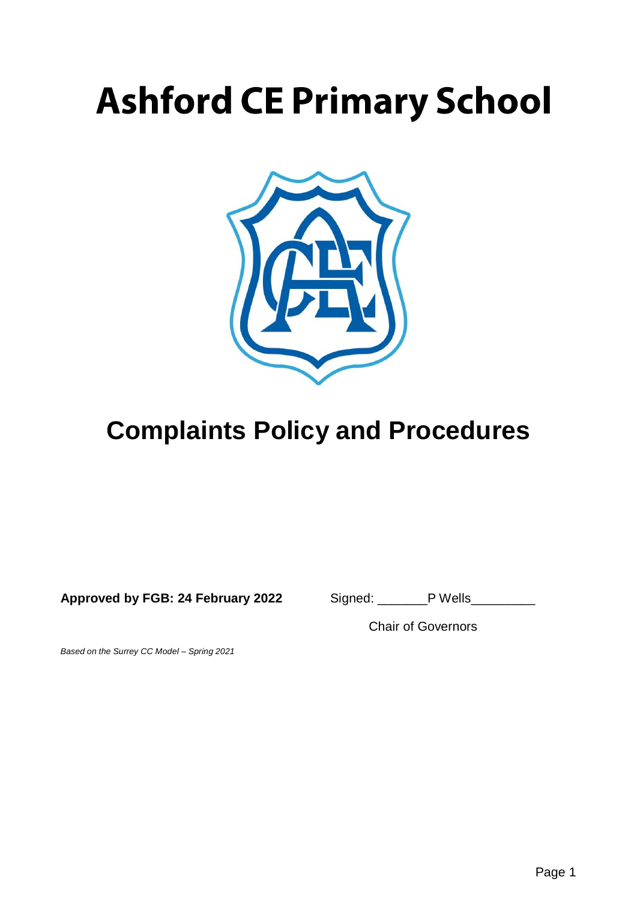# Ashford CE Primary School

## Complaints Policy and Procedures

**Approved by FGB: 24 February 2022** Signed: _______P Wells_________

Chair of Governors

*Based on the Surrey CC Model – Spring 2021*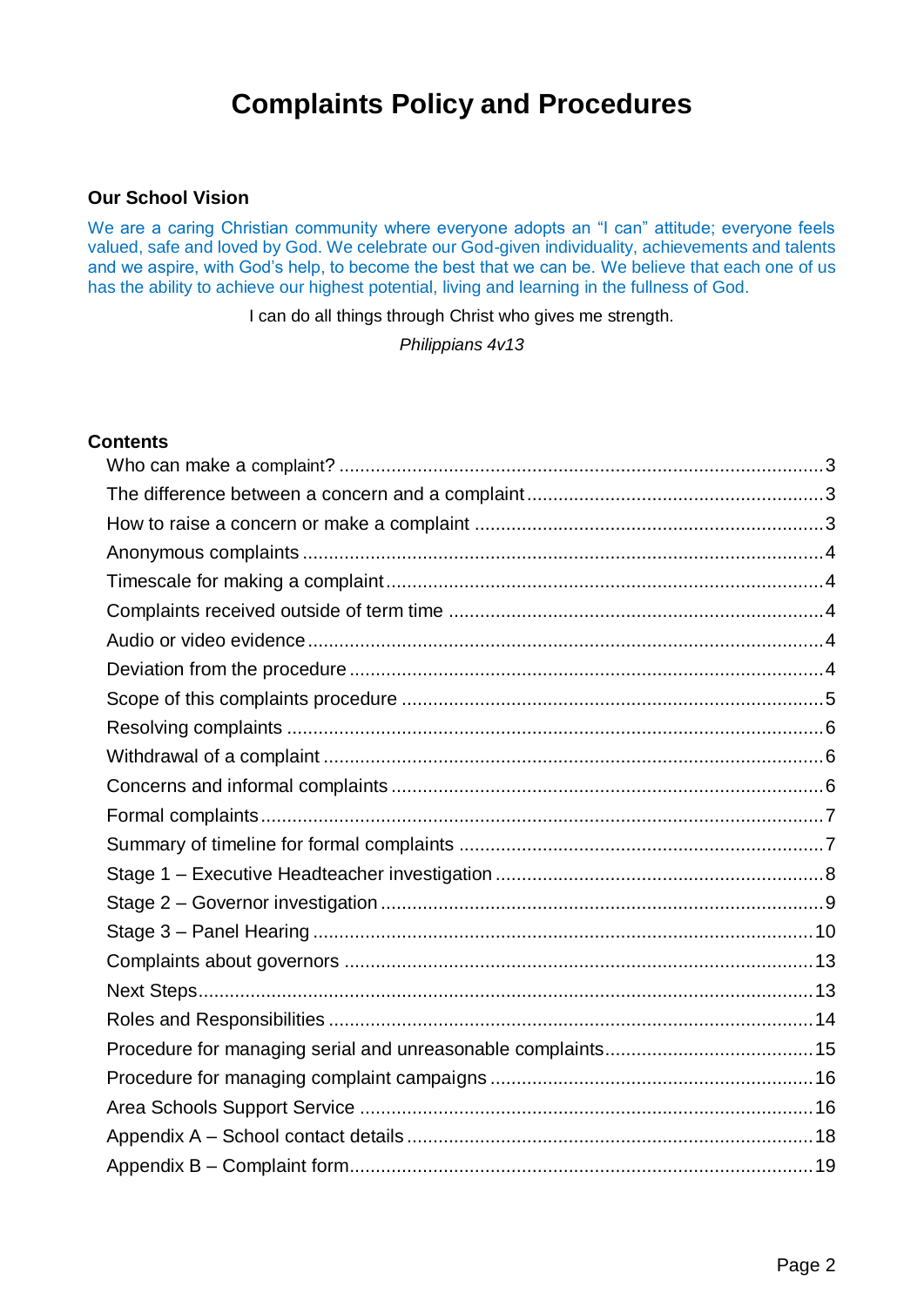# Complaints Policy and Procedures

### Our School Vision

We are a caring Christian community where everyone adopts an "I can" attitude; everyone feels valued, safe and loved by God. We celebrate our God-given individuality, achievements and talents and we aspire, with God's help, to become the best that we can be. We believe that each one of us has the ability to achieve our highest potential, living and learning in the fullness of God.

I can do all things through Christ who gives me strength.

*Philippians 4v13*

### Contents

- Who can make a complaint? ... 3
- The difference between a concern and a complaint ... 3
- How to raise a concern or make a complaint ... 3
- Anonymous complaints ... 4
- Timescale for making a complaint ... 4
- Complaints received outside of term time ... 4
- Audio or video evidence ... 4
- Deviation from the procedure ... 4
- Scope of this complaints procedure ... 5
- Resolving complaints ... 6
- Withdrawal of a complaint ... 6
- Concerns and informal complaints ... 6
- Formal complaints ... 7
- Summary of timeline for formal complaints ... 7
- Stage 1 – Executive Headteacher investigation ... 8
- Stage 2 – Governor investigation ... 9
- Stage 3 – Panel Hearing ... 10
- Complaints about governors ... 13
- Next Steps ... 13
- Roles and Responsibilities ... 14
- Procedure for managing serial and unreasonable complaints ... 15
- Procedure for managing complaint campaigns ... 16
- Area Schools Support Service ... 16
- Appendix A – School contact details ... 18
- Appendix B – Complaint form ... 19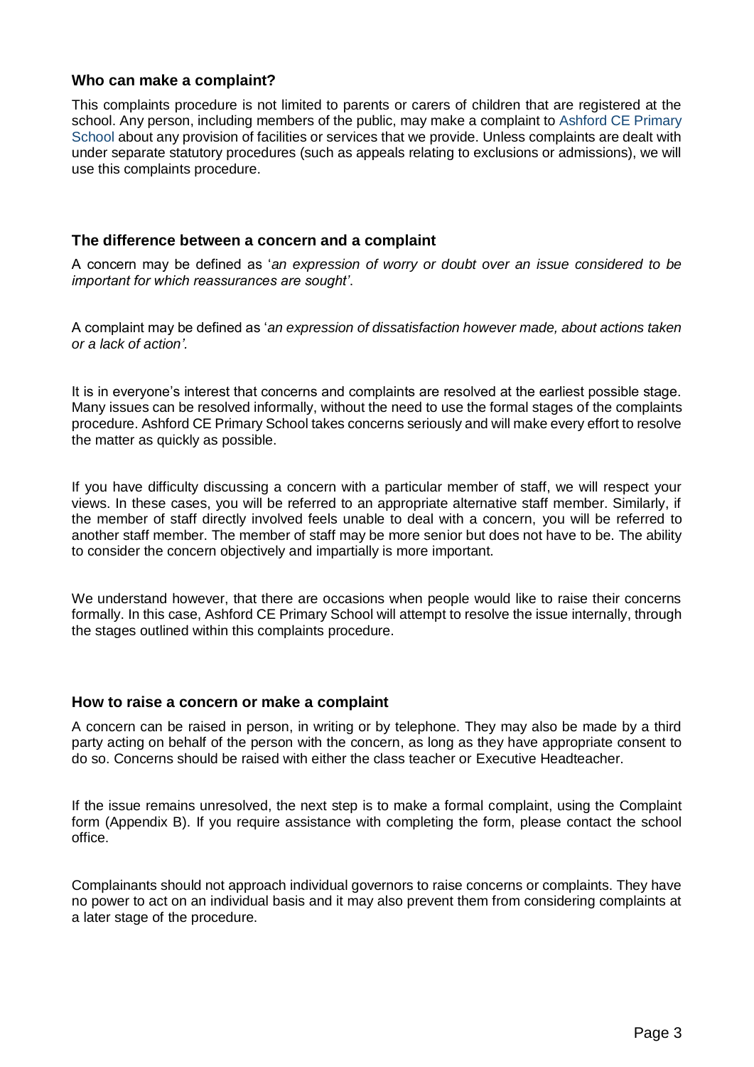### Who can make a complaint?

This complaints procedure is not limited to parents or carers of children that are registered at the school. Any person, including members of the public, may make a complaint to Ashford CE Primary School about any provision of facilities or services that we provide. Unless complaints are dealt with under separate statutory procedures (such as appeals relating to exclusions or admissions), we will use this complaints procedure.

### The difference between a concern and a complaint

A concern may be defined as '*an expression of worry or doubt over an issue considered to be important for which reassurances are sought'*.

A complaint may be defined as '*an expression of dissatisfaction however made, about actions taken or a lack of action'.*

It is in everyone's interest that concerns and complaints are resolved at the earliest possible stage. Many issues can be resolved informally, without the need to use the formal stages of the complaints procedure. Ashford CE Primary School takes concerns seriously and will make every effort to resolve the matter as quickly as possible.

If you have difficulty discussing a concern with a particular member of staff, we will respect your views. In these cases, you will be referred to an appropriate alternative staff member. Similarly, if the member of staff directly involved feels unable to deal with a concern, you will be referred to another staff member. The member of staff may be more senior but does not have to be. The ability to consider the concern objectively and impartially is more important.

We understand however, that there are occasions when people would like to raise their concerns formally. In this case, Ashford CE Primary School will attempt to resolve the issue internally, through the stages outlined within this complaints procedure.

### How to raise a concern or make a complaint

A concern can be raised in person, in writing or by telephone. They may also be made by a third party acting on behalf of the person with the concern, as long as they have appropriate consent to do so. Concerns should be raised with either the class teacher or Executive Headteacher.

If the issue remains unresolved, the next step is to make a formal complaint, using the Complaint form (Appendix B). If you require assistance with completing the form, please contact the school office.

Complainants should not approach individual governors to raise concerns or complaints. They have no power to act on an individual basis and it may also prevent them from considering complaints at a later stage of the procedure.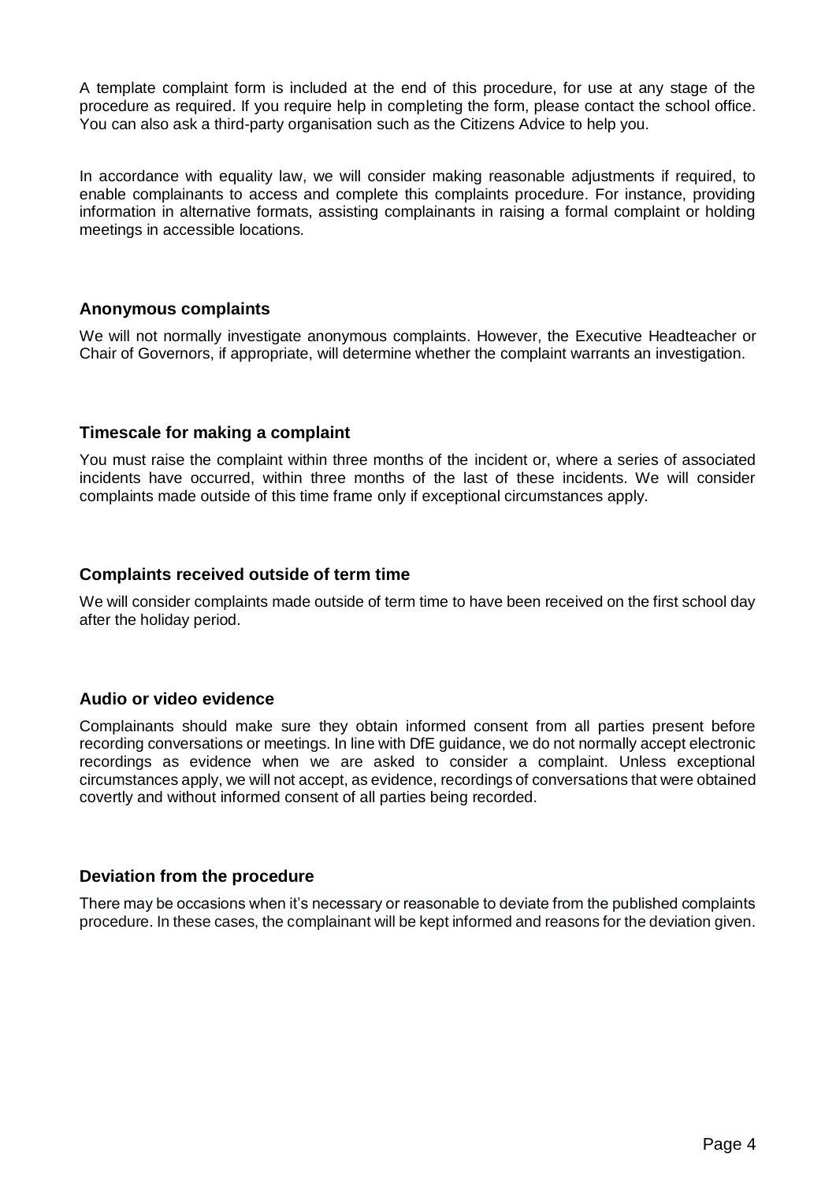A template complaint form is included at the end of this procedure, for use at any stage of the procedure as required. If you require help in completing the form, please contact the school office. You can also ask a third-party organisation such as the Citizens Advice to help you.

In accordance with equality law, we will consider making reasonable adjustments if required, to enable complainants to access and complete this complaints procedure. For instance, providing information in alternative formats, assisting complainants in raising a formal complaint or holding meetings in accessible locations.

### Anonymous complaints

We will not normally investigate anonymous complaints. However, the Executive Headteacher or Chair of Governors, if appropriate, will determine whether the complaint warrants an investigation.

### Timescale for making a complaint

You must raise the complaint within three months of the incident or, where a series of associated incidents have occurred, within three months of the last of these incidents. We will consider complaints made outside of this time frame only if exceptional circumstances apply.

### Complaints received outside of term time

We will consider complaints made outside of term time to have been received on the first school day after the holiday period.

### Audio or video evidence

Complainants should make sure they obtain informed consent from all parties present before recording conversations or meetings. In line with DfE guidance, we do not normally accept electronic recordings as evidence when we are asked to consider a complaint. Unless exceptional circumstances apply, we will not accept, as evidence, recordings of conversations that were obtained covertly and without informed consent of all parties being recorded.

### Deviation from the procedure

There may be occasions when it's necessary or reasonable to deviate from the published complaints procedure. In these cases, the complainant will be kept informed and reasons for the deviation given.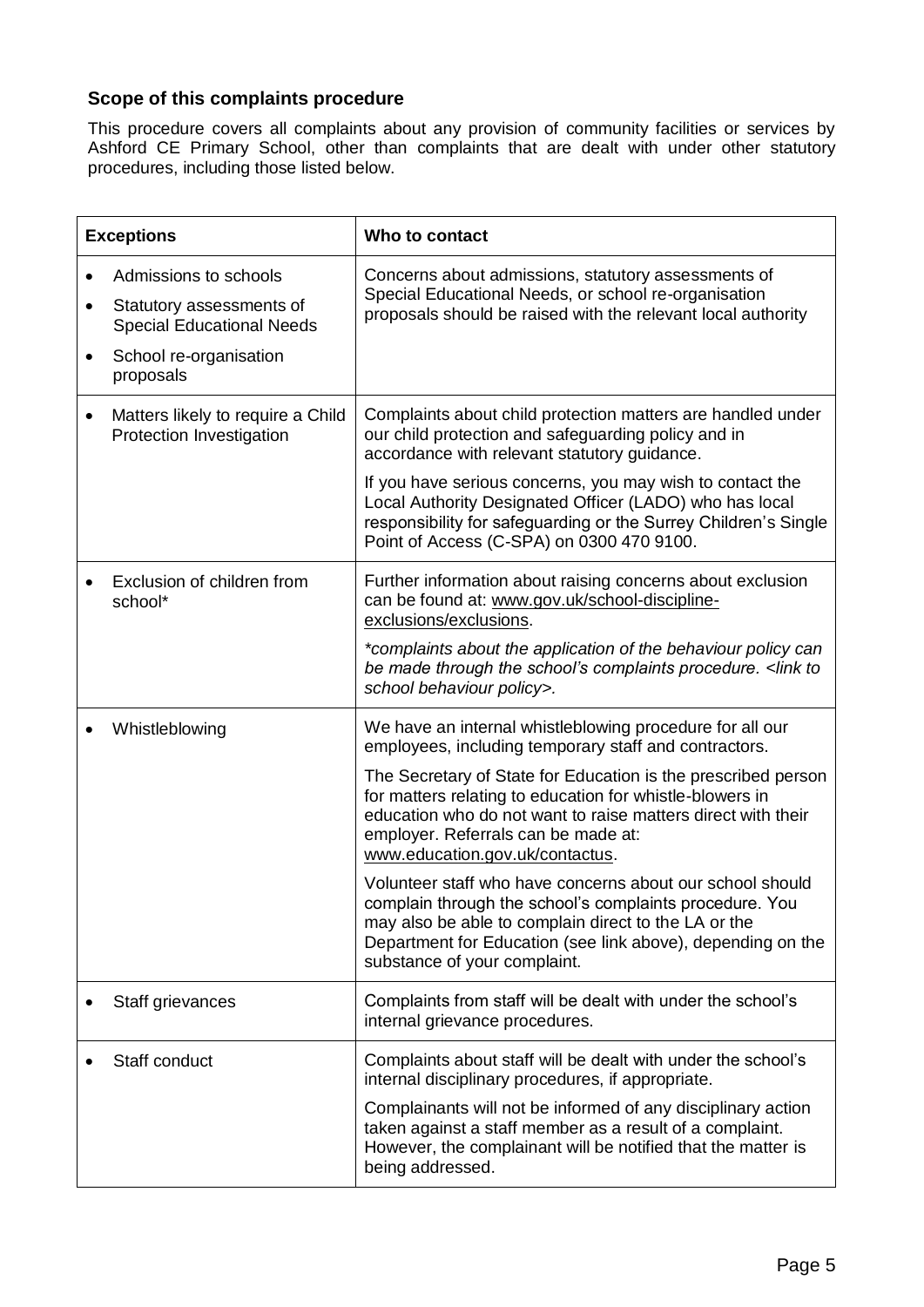### Scope of this complaints procedure

This procedure covers all complaints about any provision of community facilities or services by Ashford CE Primary School, other than complaints that are dealt with under other statutory procedures, including those listed below.

| Exceptions | Who to contact |
|---|---|
| • Admissions to schools<br>• Statutory assessments of Special Educational Needs<br>• School re-organisation proposals | Concerns about admissions, statutory assessments of Special Educational Needs, or school re-organisation proposals should be raised with the relevant local authority |
| • Matters likely to require a Child Protection Investigation | Complaints about child protection matters are handled under our child protection and safeguarding policy and in accordance with relevant statutory guidance.<br><br>If you have serious concerns, you may wish to contact the Local Authority Designated Officer (LADO) who has local responsibility for safeguarding or the Surrey Children's Single Point of Access (C-SPA) on 0300 470 9100. |
| • Exclusion of children from school* | Further information about raising concerns about exclusion can be found at: www.gov.uk/school-discipline-exclusions/exclusions.<br><br>*\*complaints about the application of the behaviour policy can be made through the school's complaints procedure. <link to school behaviour policy>.* |
| • Whistleblowing | We have an internal whistleblowing procedure for all our employees, including temporary staff and contractors.<br><br>The Secretary of State for Education is the prescribed person for matters relating to education for whistle-blowers in education who do not want to raise matters direct with their employer. Referrals can be made at: www.education.gov.uk/contactus.<br><br>Volunteer staff who have concerns about our school should complain through the school's complaints procedure. You may also be able to complain direct to the LA or the Department for Education (see link above), depending on the substance of your complaint. |
| • Staff grievances | Complaints from staff will be dealt with under the school's internal grievance procedures. |
| • Staff conduct | Complaints about staff will be dealt with under the school's internal disciplinary procedures, if appropriate.<br><br>Complainants will not be informed of any disciplinary action taken against a staff member as a result of a complaint. However, the complainant will be notified that the matter is being addressed. |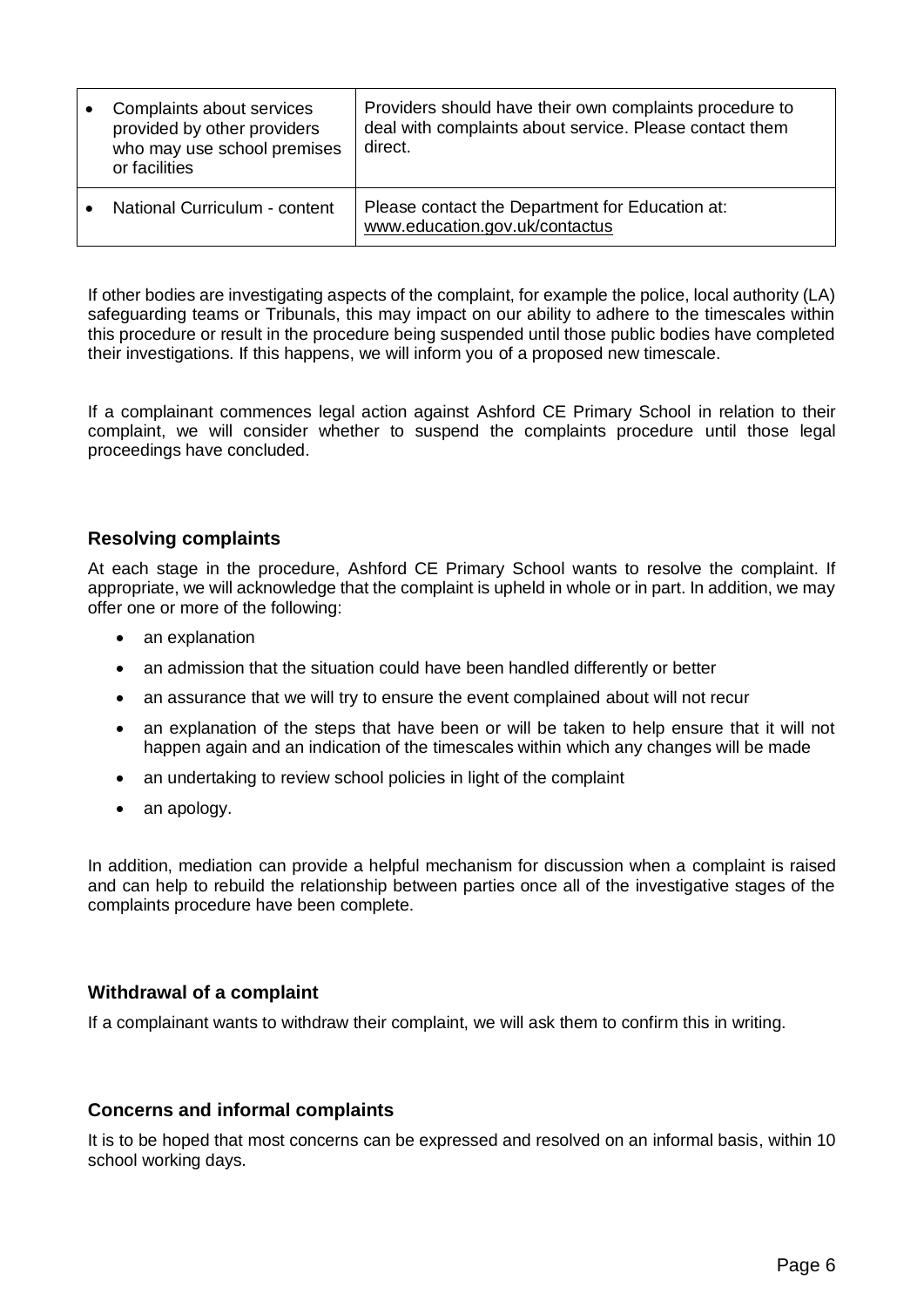| | |
|---|---|
| • Complaints about services provided by other providers who may use school premises or facilities | Providers should have their own complaints procedure to deal with complaints about service. Please contact them direct. |
| • National Curriculum - content | Please contact the Department for Education at: www.education.gov.uk/contactus |

If other bodies are investigating aspects of the complaint, for example the police, local authority (LA) safeguarding teams or Tribunals, this may impact on our ability to adhere to the timescales within this procedure or result in the procedure being suspended until those public bodies have completed their investigations. If this happens, we will inform you of a proposed new timescale.

If a complainant commences legal action against Ashford CE Primary School in relation to their complaint, we will consider whether to suspend the complaints procedure until those legal proceedings have concluded.

### Resolving complaints

At each stage in the procedure, Ashford CE Primary School wants to resolve the complaint. If appropriate, we will acknowledge that the complaint is upheld in whole or in part. In addition, we may offer one or more of the following:

- an explanation
- an admission that the situation could have been handled differently or better
- an assurance that we will try to ensure the event complained about will not recur
- an explanation of the steps that have been or will be taken to help ensure that it will not happen again and an indication of the timescales within which any changes will be made
- an undertaking to review school policies in light of the complaint
- an apology.

In addition, mediation can provide a helpful mechanism for discussion when a complaint is raised and can help to rebuild the relationship between parties once all of the investigative stages of the complaints procedure have been complete.

### Withdrawal of a complaint

If a complainant wants to withdraw their complaint, we will ask them to confirm this in writing.

### Concerns and informal complaints

It is to be hoped that most concerns can be expressed and resolved on an informal basis, within 10 school working days.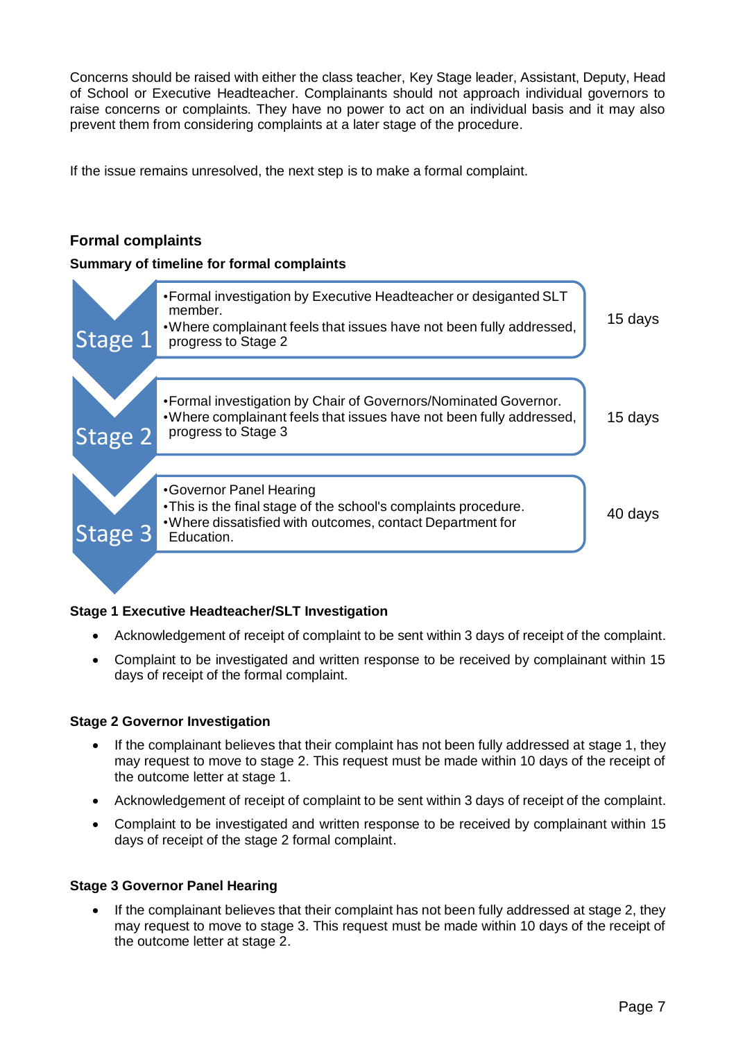Concerns should be raised with either the class teacher, Key Stage leader, Assistant, Deputy, Head of School or Executive Headteacher. Complainants should not approach individual governors to raise concerns or complaints. They have no power to act on an individual basis and it may also prevent them from considering complaints at a later stage of the procedure.

If the issue remains unresolved, the next step is to make a formal complaint.

## Formal complaints

### Summary of timeline for formal complaints

| Stage | Description | Timeline |
|---|---|---|
| Stage 1 | •Formal investigation by Executive Headteacher or desiganted SLT member.<br>•Where complainant feels that issues have not been fully addressed, progress to Stage 2 | 15 days |
| Stage 2 | •Formal investigation by Chair of Governors/Nominated Governor.<br>•Where complainant feels that issues have not been fully addressed, progress to Stage 3 | 15 days |
| Stage 3 | •Governor Panel Hearing<br>•This is the final stage of the school's complaints procedure.<br>•Where dissatisfied with outcomes, contact Department for Education. | 40 days |

**Stage 1 Executive Headteacher/SLT Investigation**

- Acknowledgement of receipt of complaint to be sent within 3 days of receipt of the complaint.
- Complaint to be investigated and written response to be received by complainant within 15 days of receipt of the formal complaint.

**Stage 2 Governor Investigation**

- If the complainant believes that their complaint has not been fully addressed at stage 1, they may request to move to stage 2. This request must be made within 10 days of the receipt of the outcome letter at stage 1.
- Acknowledgement of receipt of complaint to be sent within 3 days of receipt of the complaint.
- Complaint to be investigated and written response to be received by complainant within 15 days of receipt of the stage 2 formal complaint.

**Stage 3 Governor Panel Hearing**

- If the complainant believes that their complaint has not been fully addressed at stage 2, they may request to move to stage 3. This request must be made within 10 days of the receipt of the outcome letter at stage 2.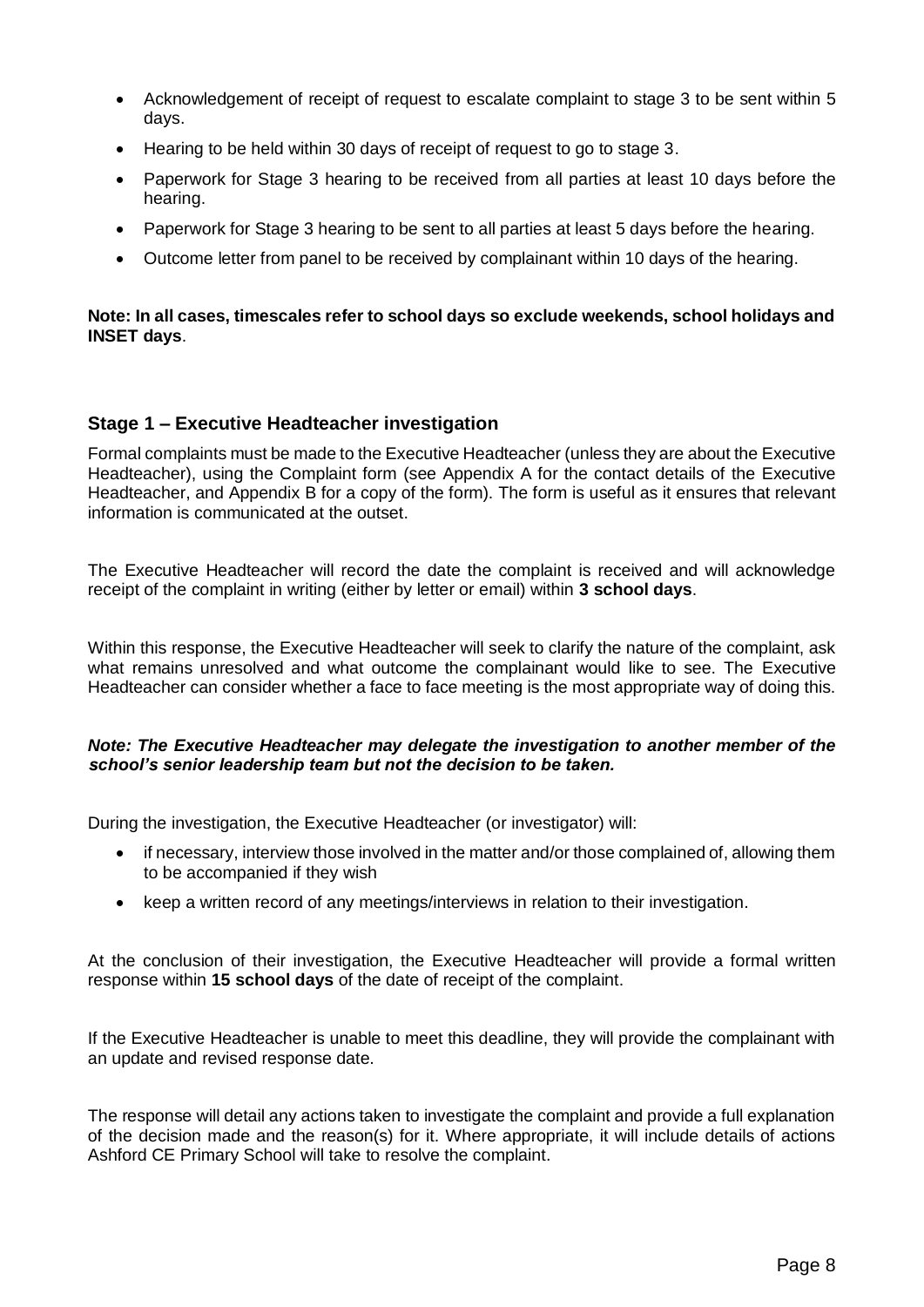- Acknowledgement of receipt of request to escalate complaint to stage 3 to be sent within 5 days.
- Hearing to be held within 30 days of receipt of request to go to stage 3.
- Paperwork for Stage 3 hearing to be received from all parties at least 10 days before the hearing.
- Paperwork for Stage 3 hearing to be sent to all parties at least 5 days before the hearing.
- Outcome letter from panel to be received by complainant within 10 days of the hearing.

**Note: In all cases, timescales refer to school days so exclude weekends, school holidays and INSET days**.

## Stage 1 – Executive Headteacher investigation

Formal complaints must be made to the Executive Headteacher (unless they are about the Executive Headteacher), using the Complaint form (see Appendix A for the contact details of the Executive Headteacher, and Appendix B for a copy of the form). The form is useful as it ensures that relevant information is communicated at the outset.

The Executive Headteacher will record the date the complaint is received and will acknowledge receipt of the complaint in writing (either by letter or email) within **3 school days**.

Within this response, the Executive Headteacher will seek to clarify the nature of the complaint, ask what remains unresolved and what outcome the complainant would like to see. The Executive Headteacher can consider whether a face to face meeting is the most appropriate way of doing this.

***Note: The Executive Headteacher may delegate the investigation to another member of the school's senior leadership team but not the decision to be taken.***

During the investigation, the Executive Headteacher (or investigator) will:

- if necessary, interview those involved in the matter and/or those complained of, allowing them to be accompanied if they wish
- keep a written record of any meetings/interviews in relation to their investigation.

At the conclusion of their investigation, the Executive Headteacher will provide a formal written response within **15 school days** of the date of receipt of the complaint.

If the Executive Headteacher is unable to meet this deadline, they will provide the complainant with an update and revised response date.

The response will detail any actions taken to investigate the complaint and provide a full explanation of the decision made and the reason(s) for it. Where appropriate, it will include details of actions Ashford CE Primary School will take to resolve the complaint.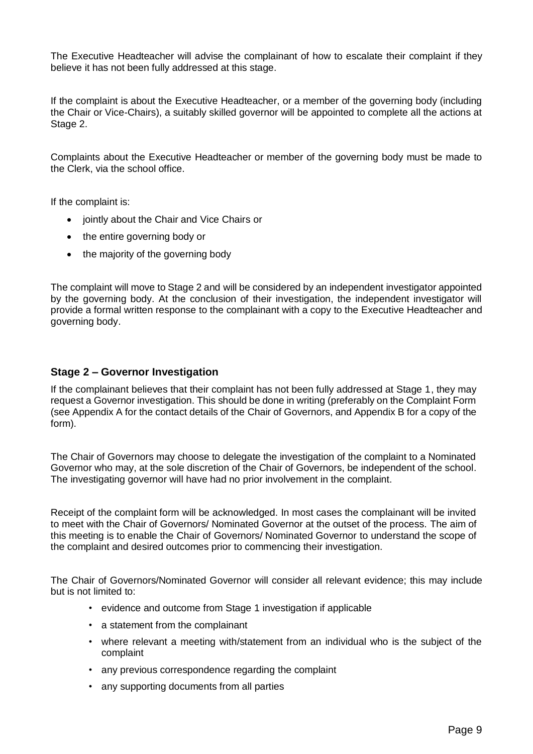The Executive Headteacher will advise the complainant of how to escalate their complaint if they believe it has not been fully addressed at this stage.

If the complaint is about the Executive Headteacher, or a member of the governing body (including the Chair or Vice-Chairs), a suitably skilled governor will be appointed to complete all the actions at Stage 2.

Complaints about the Executive Headteacher or member of the governing body must be made to the Clerk, via the school office.

If the complaint is:

- jointly about the Chair and Vice Chairs or
- the entire governing body or
- the majority of the governing body

The complaint will move to Stage 2 and will be considered by an independent investigator appointed by the governing body. At the conclusion of their investigation, the independent investigator will provide a formal written response to the complainant with a copy to the Executive Headteacher and governing body.

### Stage 2 – Governor Investigation

If the complainant believes that their complaint has not been fully addressed at Stage 1, they may request a Governor investigation. This should be done in writing (preferably on the Complaint Form (see Appendix A for the contact details of the Chair of Governors, and Appendix B for a copy of the form).

The Chair of Governors may choose to delegate the investigation of the complaint to a Nominated Governor who may, at the sole discretion of the Chair of Governors, be independent of the school. The investigating governor will have had no prior involvement in the complaint.

Receipt of the complaint form will be acknowledged. In most cases the complainant will be invited to meet with the Chair of Governors/ Nominated Governor at the outset of the process. The aim of this meeting is to enable the Chair of Governors/ Nominated Governor to understand the scope of the complaint and desired outcomes prior to commencing their investigation.

The Chair of Governors/Nominated Governor will consider all relevant evidence; this may include but is not limited to:

- evidence and outcome from Stage 1 investigation if applicable
- a statement from the complainant
- where relevant a meeting with/statement from an individual who is the subject of the complaint
- any previous correspondence regarding the complaint
- any supporting documents from all parties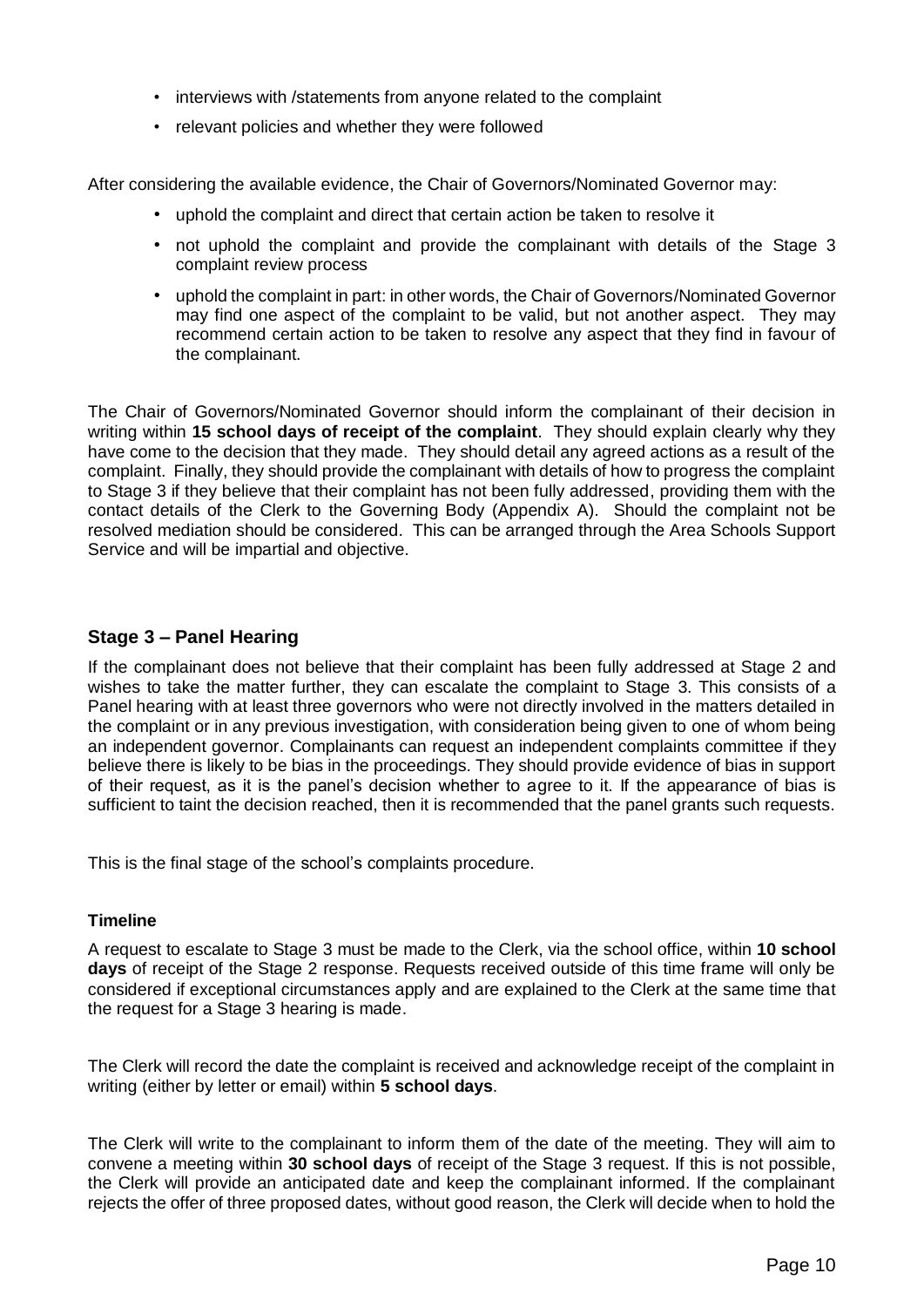- interviews with /statements from anyone related to the complaint
- relevant policies and whether they were followed

After considering the available evidence, the Chair of Governors/Nominated Governor may:

- uphold the complaint and direct that certain action be taken to resolve it
- not uphold the complaint and provide the complainant with details of the Stage 3 complaint review process
- uphold the complaint in part: in other words, the Chair of Governors/Nominated Governor may find one aspect of the complaint to be valid, but not another aspect. They may recommend certain action to be taken to resolve any aspect that they find in favour of the complainant.

The Chair of Governors/Nominated Governor should inform the complainant of their decision in writing within **15 school days of receipt of the complaint**. They should explain clearly why they have come to the decision that they made. They should detail any agreed actions as a result of the complaint. Finally, they should provide the complainant with details of how to progress the complaint to Stage 3 if they believe that their complaint has not been fully addressed, providing them with the contact details of the Clerk to the Governing Body (Appendix A). Should the complaint not be resolved mediation should be considered. This can be arranged through the Area Schools Support Service and will be impartial and objective.

### Stage 3 – Panel Hearing

If the complainant does not believe that their complaint has been fully addressed at Stage 2 and wishes to take the matter further, they can escalate the complaint to Stage 3. This consists of a Panel hearing with at least three governors who were not directly involved in the matters detailed in the complaint or in any previous investigation, with consideration being given to one of whom being an independent governor. Complainants can request an independent complaints committee if they believe there is likely to be bias in the proceedings. They should provide evidence of bias in support of their request, as it is the panel's decision whether to agree to it. If the appearance of bias is sufficient to taint the decision reached, then it is recommended that the panel grants such requests.

This is the final stage of the school's complaints procedure.

#### Timeline

A request to escalate to Stage 3 must be made to the Clerk, via the school office, within **10 school days** of receipt of the Stage 2 response. Requests received outside of this time frame will only be considered if exceptional circumstances apply and are explained to the Clerk at the same time that the request for a Stage 3 hearing is made.

The Clerk will record the date the complaint is received and acknowledge receipt of the complaint in writing (either by letter or email) within **5 school days**.

The Clerk will write to the complainant to inform them of the date of the meeting. They will aim to convene a meeting within **30 school days** of receipt of the Stage 3 request. If this is not possible, the Clerk will provide an anticipated date and keep the complainant informed. If the complainant rejects the offer of three proposed dates, without good reason, the Clerk will decide when to hold the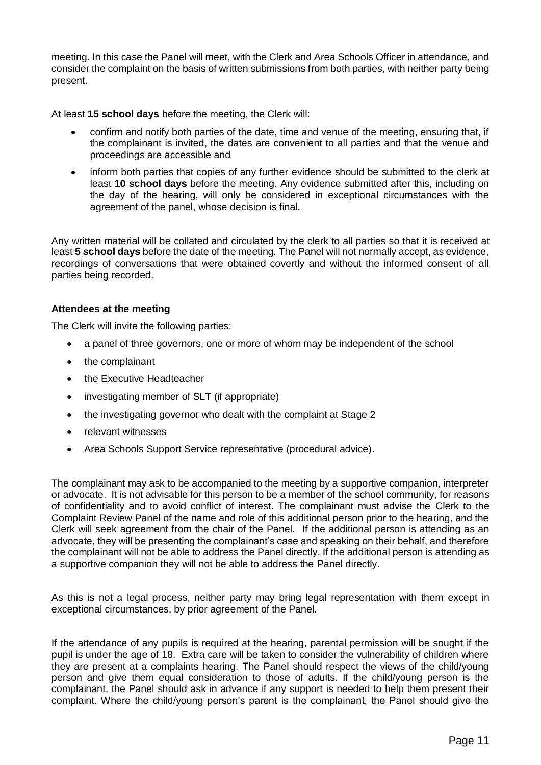meeting. In this case the Panel will meet, with the Clerk and Area Schools Officer in attendance, and consider the complaint on the basis of written submissions from both parties, with neither party being present.

At least **15 school days** before the meeting, the Clerk will:

- confirm and notify both parties of the date, time and venue of the meeting, ensuring that, if the complainant is invited, the dates are convenient to all parties and that the venue and proceedings are accessible and
- inform both parties that copies of any further evidence should be submitted to the clerk at least **10 school days** before the meeting. Any evidence submitted after this, including on the day of the hearing, will only be considered in exceptional circumstances with the agreement of the panel, whose decision is final.

Any written material will be collated and circulated by the clerk to all parties so that it is received at least **5 school days** before the date of the meeting. The Panel will not normally accept, as evidence, recordings of conversations that were obtained covertly and without the informed consent of all parties being recorded.

### Attendees at the meeting

The Clerk will invite the following parties:

- a panel of three governors, one or more of whom may be independent of the school
- the complainant
- the Executive Headteacher
- investigating member of SLT (if appropriate)
- the investigating governor who dealt with the complaint at Stage 2
- relevant witnesses
- Area Schools Support Service representative (procedural advice).

The complainant may ask to be accompanied to the meeting by a supportive companion, interpreter or advocate. It is not advisable for this person to be a member of the school community, for reasons of confidentiality and to avoid conflict of interest. The complainant must advise the Clerk to the Complaint Review Panel of the name and role of this additional person prior to the hearing, and the Clerk will seek agreement from the chair of the Panel. If the additional person is attending as an advocate, they will be presenting the complainant's case and speaking on their behalf, and therefore the complainant will not be able to address the Panel directly. If the additional person is attending as a supportive companion they will not be able to address the Panel directly.

As this is not a legal process, neither party may bring legal representation with them except in exceptional circumstances, by prior agreement of the Panel.

If the attendance of any pupils is required at the hearing, parental permission will be sought if the pupil is under the age of 18. Extra care will be taken to consider the vulnerability of children where they are present at a complaints hearing. The Panel should respect the views of the child/young person and give them equal consideration to those of adults. If the child/young person is the complainant, the Panel should ask in advance if any support is needed to help them present their complaint. Where the child/young person's parent is the complainant, the Panel should give the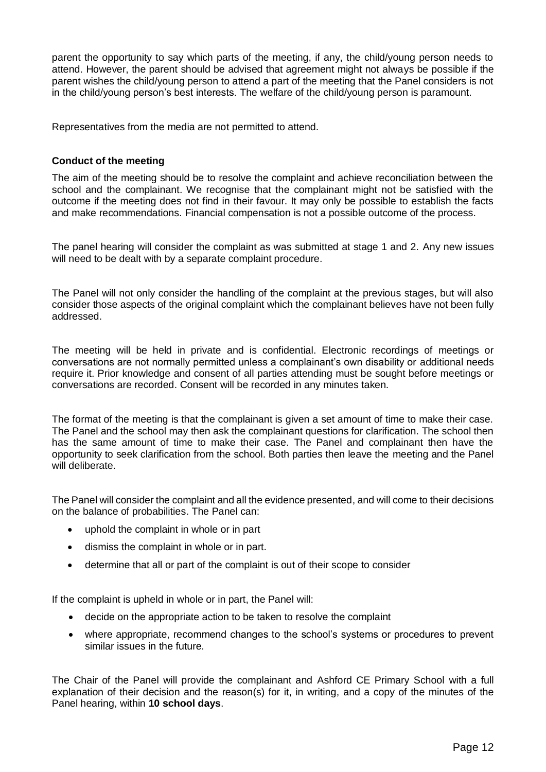parent the opportunity to say which parts of the meeting, if any, the child/young person needs to attend. However, the parent should be advised that agreement might not always be possible if the parent wishes the child/young person to attend a part of the meeting that the Panel considers is not in the child/young person's best interests. The welfare of the child/young person is paramount.

Representatives from the media are not permitted to attend.

**Conduct of the meeting**

The aim of the meeting should be to resolve the complaint and achieve reconciliation between the school and the complainant. We recognise that the complainant might not be satisfied with the outcome if the meeting does not find in their favour. It may only be possible to establish the facts and make recommendations. Financial compensation is not a possible outcome of the process.

The panel hearing will consider the complaint as was submitted at stage 1 and 2. Any new issues will need to be dealt with by a separate complaint procedure.

The Panel will not only consider the handling of the complaint at the previous stages, but will also consider those aspects of the original complaint which the complainant believes have not been fully addressed.

The meeting will be held in private and is confidential. Electronic recordings of meetings or conversations are not normally permitted unless a complainant's own disability or additional needs require it. Prior knowledge and consent of all parties attending must be sought before meetings or conversations are recorded. Consent will be recorded in any minutes taken.

The format of the meeting is that the complainant is given a set amount of time to make their case. The Panel and the school may then ask the complainant questions for clarification. The school then has the same amount of time to make their case. The Panel and complainant then have the opportunity to seek clarification from the school. Both parties then leave the meeting and the Panel will deliberate.

The Panel will consider the complaint and all the evidence presented, and will come to their decisions on the balance of probabilities. The Panel can:

- uphold the complaint in whole or in part
- dismiss the complaint in whole or in part.
- determine that all or part of the complaint is out of their scope to consider

If the complaint is upheld in whole or in part, the Panel will:

- decide on the appropriate action to be taken to resolve the complaint
- where appropriate, recommend changes to the school's systems or procedures to prevent similar issues in the future.

The Chair of the Panel will provide the complainant and Ashford CE Primary School with a full explanation of their decision and the reason(s) for it, in writing, and a copy of the minutes of the Panel hearing, within **10 school days**.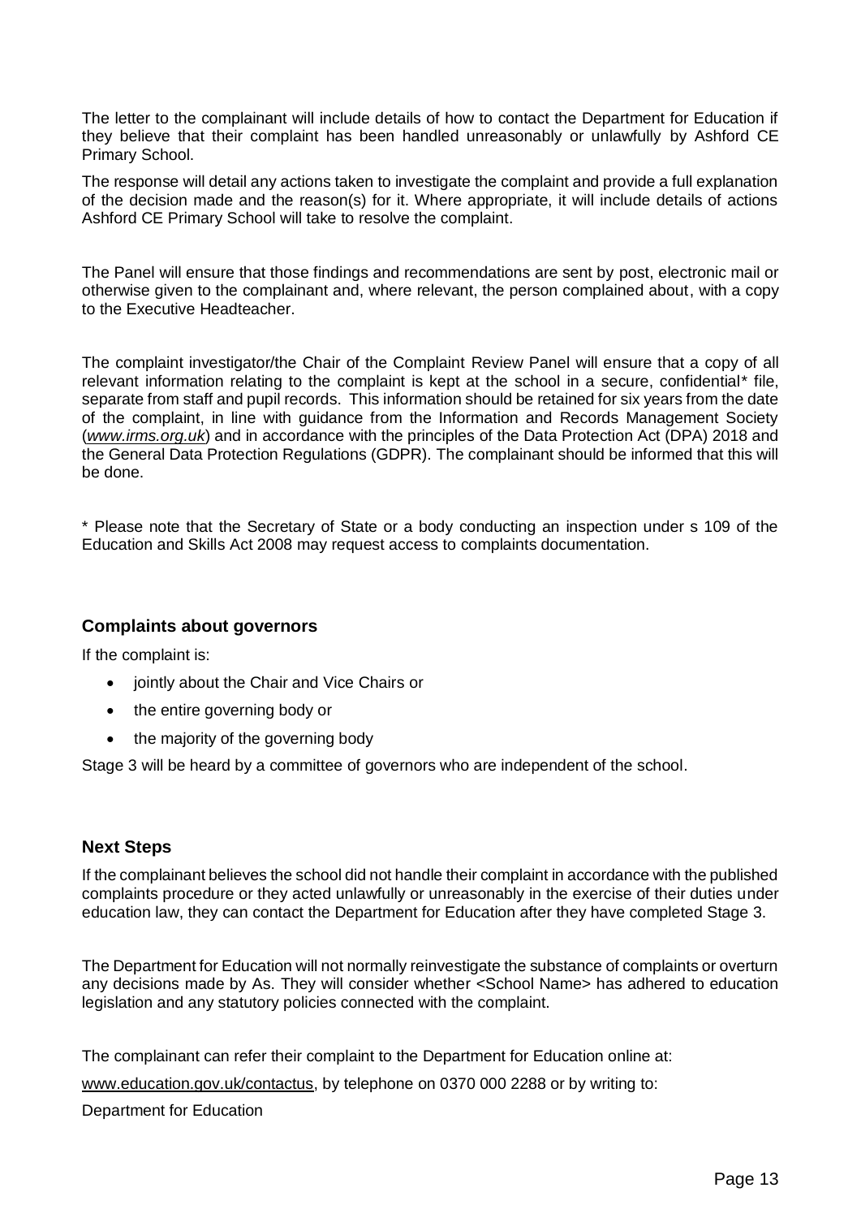The letter to the complainant will include details of how to contact the Department for Education if they believe that their complaint has been handled unreasonably or unlawfully by Ashford CE Primary School.

The response will detail any actions taken to investigate the complaint and provide a full explanation of the decision made and the reason(s) for it. Where appropriate, it will include details of actions Ashford CE Primary School will take to resolve the complaint.

The Panel will ensure that those findings and recommendations are sent by post, electronic mail or otherwise given to the complainant and, where relevant, the person complained about, with a copy to the Executive Headteacher.

The complaint investigator/the Chair of the Complaint Review Panel will ensure that a copy of all relevant information relating to the complaint is kept at the school in a secure, confidential* file, separate from staff and pupil records. This information should be retained for six years from the date of the complaint, in line with guidance from the Information and Records Management Society (*www.irms.org.uk*) and in accordance with the principles of the Data Protection Act (DPA) 2018 and the General Data Protection Regulations (GDPR). The complainant should be informed that this will be done.

* Please note that the Secretary of State or a body conducting an inspection under s 109 of the Education and Skills Act 2008 may request access to complaints documentation.

### Complaints about governors

If the complaint is:

- jointly about the Chair and Vice Chairs or
- the entire governing body or
- the majority of the governing body

Stage 3 will be heard by a committee of governors who are independent of the school.

### Next Steps

If the complainant believes the school did not handle their complaint in accordance with the published complaints procedure or they acted unlawfully or unreasonably in the exercise of their duties under education law, they can contact the Department for Education after they have completed Stage 3.

The Department for Education will not normally reinvestigate the substance of complaints or overturn any decisions made by As. They will consider whether <School Name> has adhered to education legislation and any statutory policies connected with the complaint.

The complainant can refer their complaint to the Department for Education online at:

www.education.gov.uk/contactus, by telephone on 0370 000 2288 or by writing to:

Department for Education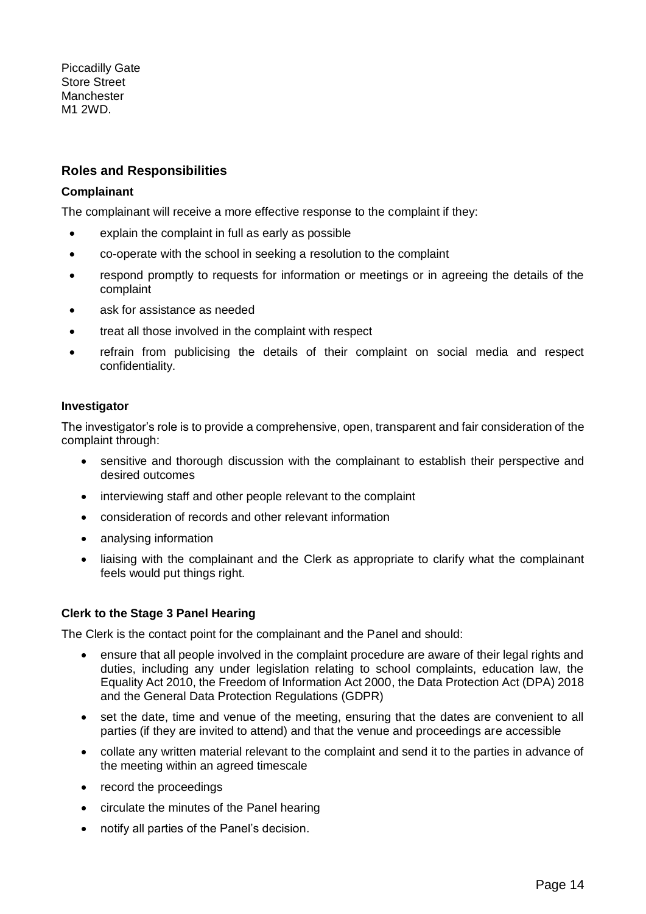Piccadilly Gate
Store Street
Manchester
M1 2WD.

## Roles and Responsibilities

### Complainant

The complainant will receive a more effective response to the complaint if they:

- explain the complaint in full as early as possible
- co-operate with the school in seeking a resolution to the complaint
- respond promptly to requests for information or meetings or in agreeing the details of the complaint
- ask for assistance as needed
- treat all those involved in the complaint with respect
- refrain from publicising the details of their complaint on social media and respect confidentiality.

### Investigator

The investigator's role is to provide a comprehensive, open, transparent and fair consideration of the complaint through:

- sensitive and thorough discussion with the complainant to establish their perspective and desired outcomes
- interviewing staff and other people relevant to the complaint
- consideration of records and other relevant information
- analysing information
- liaising with the complainant and the Clerk as appropriate to clarify what the complainant feels would put things right.

### Clerk to the Stage 3 Panel Hearing

The Clerk is the contact point for the complainant and the Panel and should:

- ensure that all people involved in the complaint procedure are aware of their legal rights and duties, including any under legislation relating to school complaints, education law, the Equality Act 2010, the Freedom of Information Act 2000, the Data Protection Act (DPA) 2018 and the General Data Protection Regulations (GDPR)
- set the date, time and venue of the meeting, ensuring that the dates are convenient to all parties (if they are invited to attend) and that the venue and proceedings are accessible
- collate any written material relevant to the complaint and send it to the parties in advance of the meeting within an agreed timescale
- record the proceedings
- circulate the minutes of the Panel hearing
- notify all parties of the Panel's decision.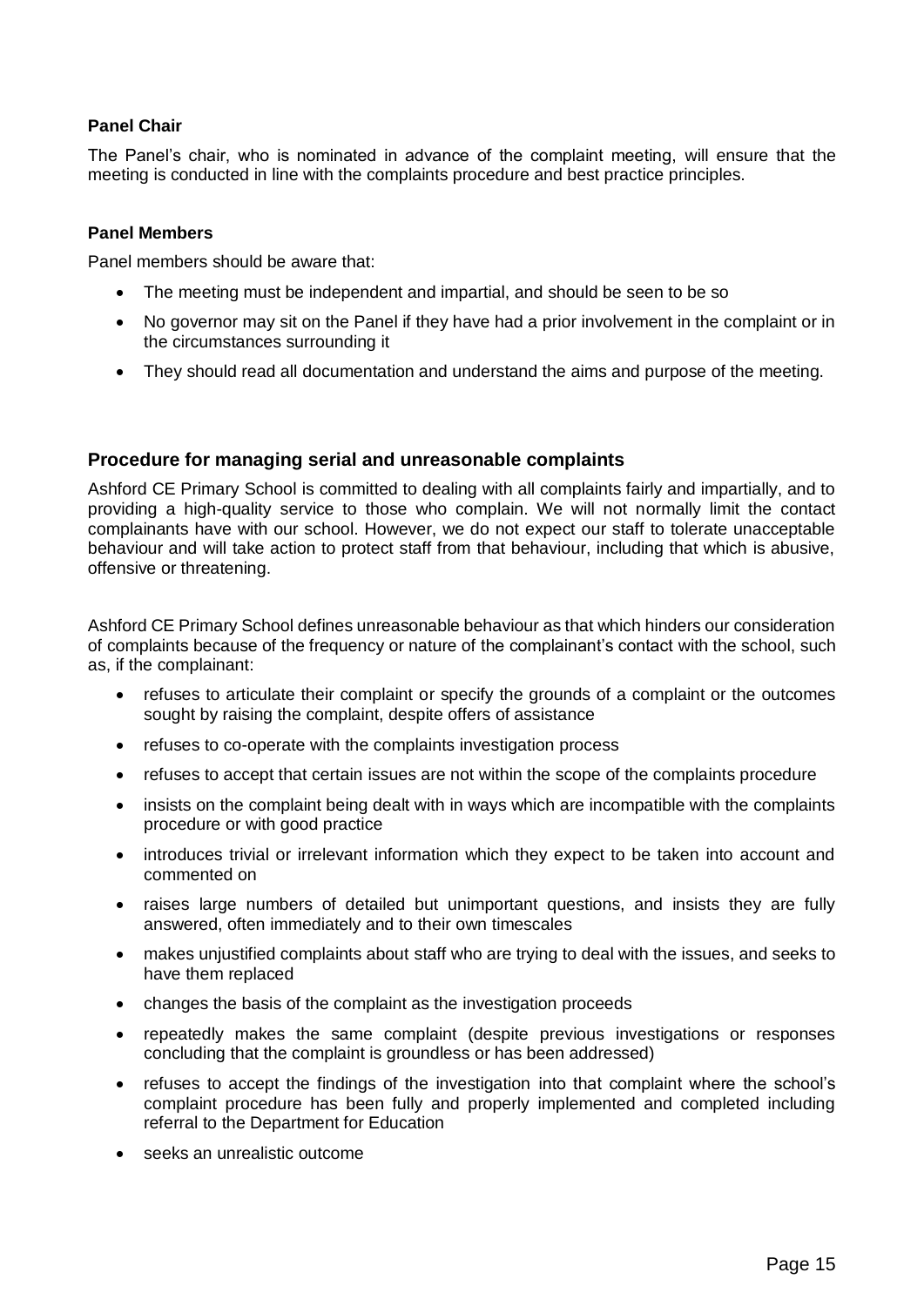**Panel Chair**

The Panel's chair, who is nominated in advance of the complaint meeting, will ensure that the meeting is conducted in line with the complaints procedure and best practice principles.

**Panel Members**

Panel members should be aware that:

- The meeting must be independent and impartial, and should be seen to be so
- No governor may sit on the Panel if they have had a prior involvement in the complaint or in the circumstances surrounding it
- They should read all documentation and understand the aims and purpose of the meeting.

## Procedure for managing serial and unreasonable complaints

Ashford CE Primary School is committed to dealing with all complaints fairly and impartially, and to providing a high-quality service to those who complain. We will not normally limit the contact complainants have with our school. However, we do not expect our staff to tolerate unacceptable behaviour and will take action to protect staff from that behaviour, including that which is abusive, offensive or threatening.

Ashford CE Primary School defines unreasonable behaviour as that which hinders our consideration of complaints because of the frequency or nature of the complainant's contact with the school, such as, if the complainant:

- refuses to articulate their complaint or specify the grounds of a complaint or the outcomes sought by raising the complaint, despite offers of assistance
- refuses to co-operate with the complaints investigation process
- refuses to accept that certain issues are not within the scope of the complaints procedure
- insists on the complaint being dealt with in ways which are incompatible with the complaints procedure or with good practice
- introduces trivial or irrelevant information which they expect to be taken into account and commented on
- raises large numbers of detailed but unimportant questions, and insists they are fully answered, often immediately and to their own timescales
- makes unjustified complaints about staff who are trying to deal with the issues, and seeks to have them replaced
- changes the basis of the complaint as the investigation proceeds
- repeatedly makes the same complaint (despite previous investigations or responses concluding that the complaint is groundless or has been addressed)
- refuses to accept the findings of the investigation into that complaint where the school's complaint procedure has been fully and properly implemented and completed including referral to the Department for Education
- seeks an unrealistic outcome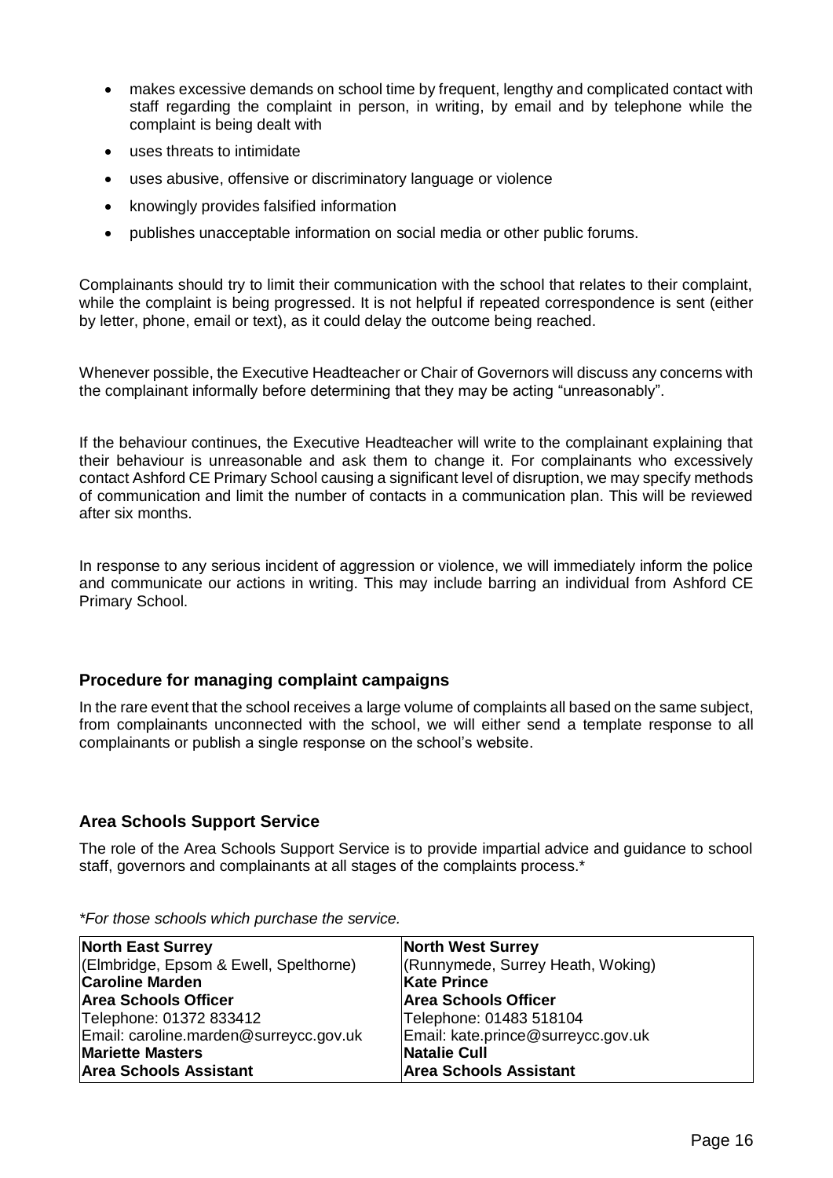- makes excessive demands on school time by frequent, lengthy and complicated contact with staff regarding the complaint in person, in writing, by email and by telephone while the complaint is being dealt with
- uses threats to intimidate
- uses abusive, offensive or discriminatory language or violence
- knowingly provides falsified information
- publishes unacceptable information on social media or other public forums.

Complainants should try to limit their communication with the school that relates to their complaint, while the complaint is being progressed. It is not helpful if repeated correspondence is sent (either by letter, phone, email or text), as it could delay the outcome being reached.

Whenever possible, the Executive Headteacher or Chair of Governors will discuss any concerns with the complainant informally before determining that they may be acting "unreasonably".

If the behaviour continues, the Executive Headteacher will write to the complainant explaining that their behaviour is unreasonable and ask them to change it. For complainants who excessively contact Ashford CE Primary School causing a significant level of disruption, we may specify methods of communication and limit the number of contacts in a communication plan. This will be reviewed after six months.

In response to any serious incident of aggression or violence, we will immediately inform the police and communicate our actions in writing. This may include barring an individual from Ashford CE Primary School.

### Procedure for managing complaint campaigns

In the rare event that the school receives a large volume of complaints all based on the same subject, from complainants unconnected with the school, we will either send a template response to all complainants or publish a single response on the school's website.

### Area Schools Support Service

The role of the Area Schools Support Service is to provide impartial advice and guidance to school staff, governors and complainants at all stages of the complaints process.*

*\*For those schools which purchase the service.*

| **North East Surrey** | **North West Surrey** |
|---|---|
| (Elmbridge, Epsom & Ewell, Spelthorne) | (Runnymede, Surrey Heath, Woking) |
| **Caroline Marden** | **Kate Prince** |
| **Area Schools Officer** | **Area Schools Officer** |
| Telephone: 01372 833412 | Telephone: 01483 518104 |
| Email: caroline.marden@surreycc.gov.uk | Email: kate.prince@surreycc.gov.uk |
| **Mariette Masters** | **Natalie Cull** |
| **Area Schools Assistant** | **Area Schools Assistant** |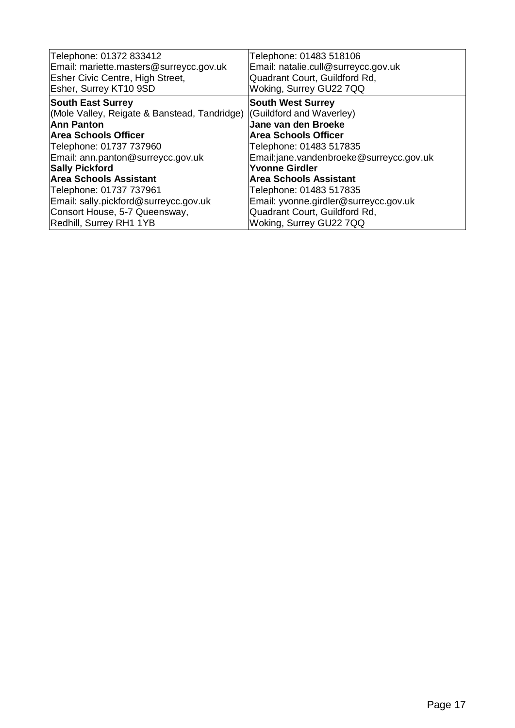| | |
|---|---|
| Telephone: 01372 833412<br>Email: mariette.masters@surreycc.gov.uk<br>Esher Civic Centre, High Street,<br>Esher, Surrey KT10 9SD | Telephone: 01483 518106<br>Email: natalie.cull@surreycc.gov.uk<br>Quadrant Court, Guildford Rd,<br>Woking, Surrey GU22 7QQ |
| **South East Surrey**<br>(Mole Valley, Reigate & Banstead, Tandridge)<br>**Ann Panton**<br>**Area Schools Officer**<br>Telephone: 01737 737960<br>Email: ann.panton@surreycc.gov.uk<br>**Sally Pickford**<br>**Area Schools Assistant**<br>Telephone: 01737 737961<br>Email: sally.pickford@surreycc.gov.uk<br>Consort House, 5-7 Queensway,<br>Redhill, Surrey RH1 1YB | **South West Surrey**<br>(Guildford and Waverley)<br>**Jane van den Broeke**<br>**Area Schools Officer**<br>Telephone: 01483 517835<br>Email:jane.vandenbroeke@surreycc.gov.uk<br>**Yvonne Girdler**<br>**Area Schools Assistant**<br>Telephone: 01483 517835<br>Email: yvonne.girdler@surreycc.gov.uk<br>Quadrant Court, Guildford Rd,<br>Woking, Surrey GU22 7QQ |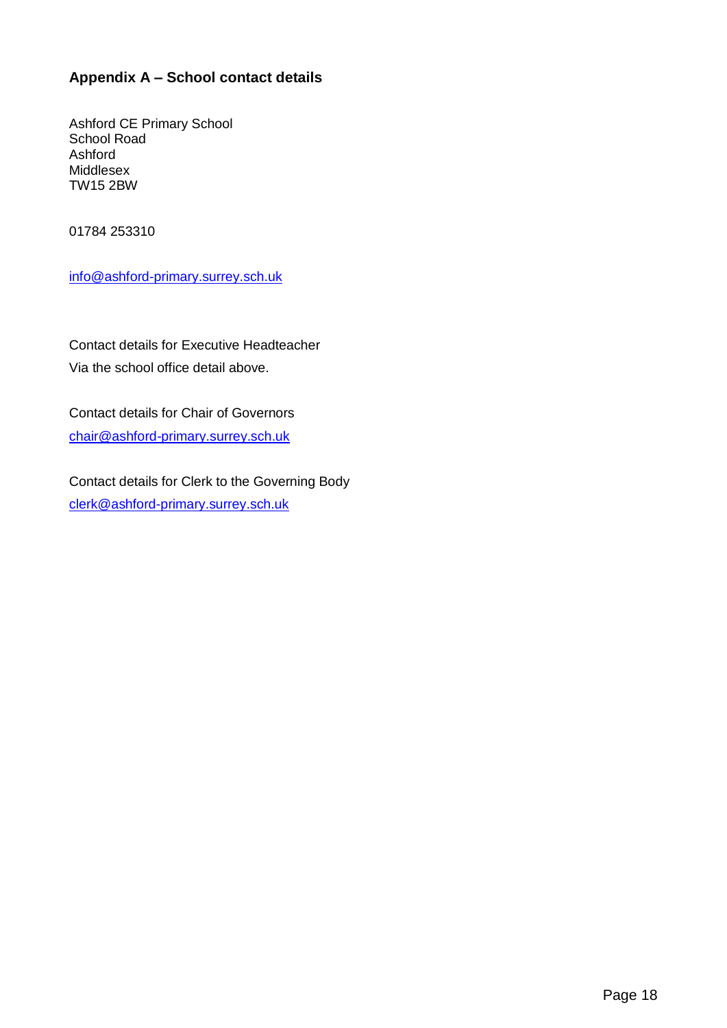## Appendix A – School contact details

Ashford CE Primary School
School Road
Ashford
Middlesex
TW15 2BW

01784 253310

info@ashford-primary.surrey.sch.uk

Contact details for Executive Headteacher

Via the school office detail above.

Contact details for Chair of Governors

chair@ashford-primary.surrey.sch.uk

Contact details for Clerk to the Governing Body

clerk@ashford-primary.surrey.sch.uk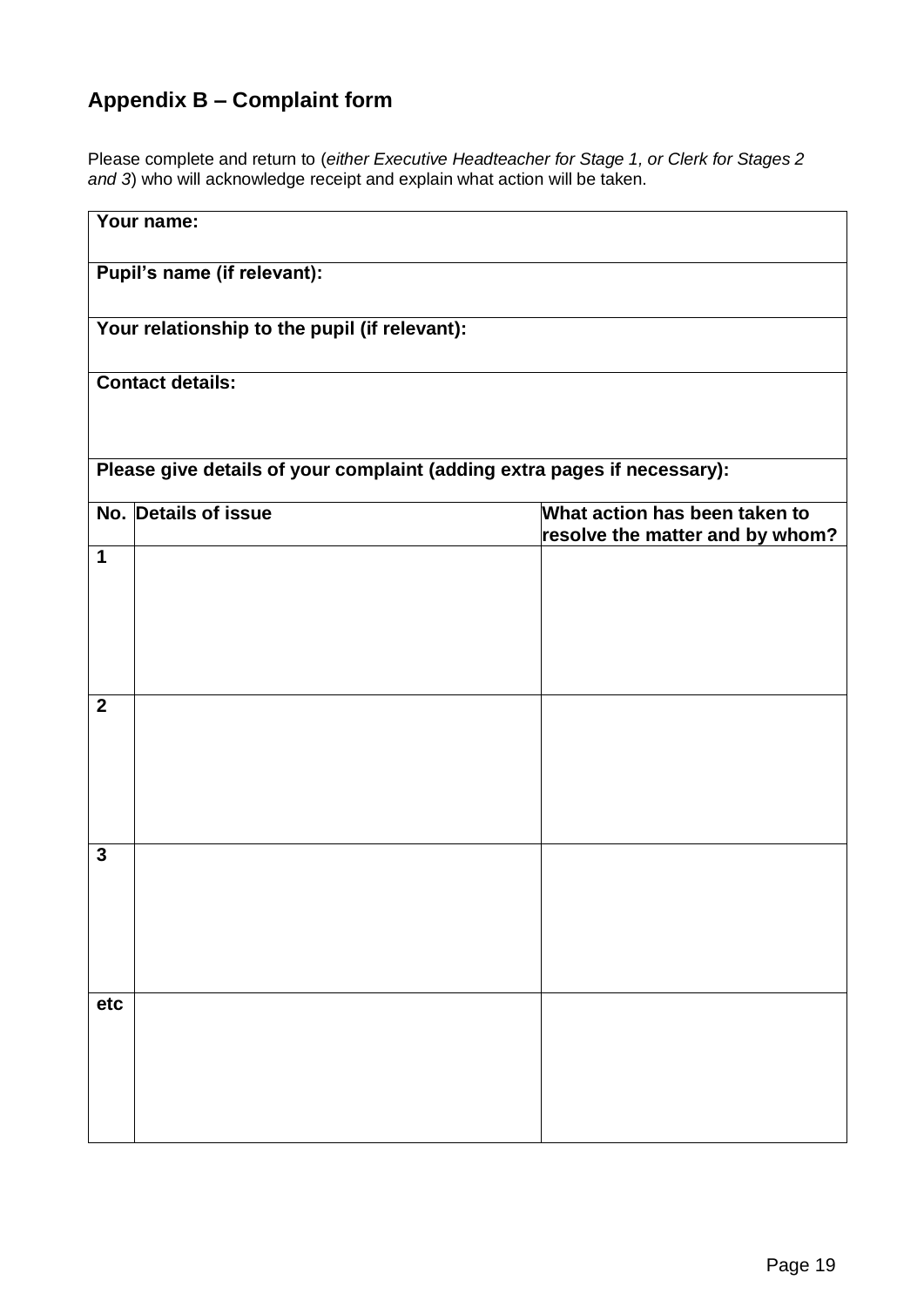## Appendix B – Complaint form

Please complete and return to (*either Executive Headteacher for Stage 1, or Clerk for Stages 2 and 3*) who will acknowledge receipt and explain what action will be taken.

| **Your name:** | | |
|---|---|---|
| **Pupil's name (if relevant):** | | |
| **Your relationship to the pupil (if relevant):** | | |
| **Contact details:** | | |
| **Please give details of your complaint (adding extra pages if necessary):** | | |
| **No.** | **Details of issue** | **What action has been taken to resolve the matter and by whom?** |
| **1** | | |
| **2** | | |
| **3** | | |
| **etc** | | |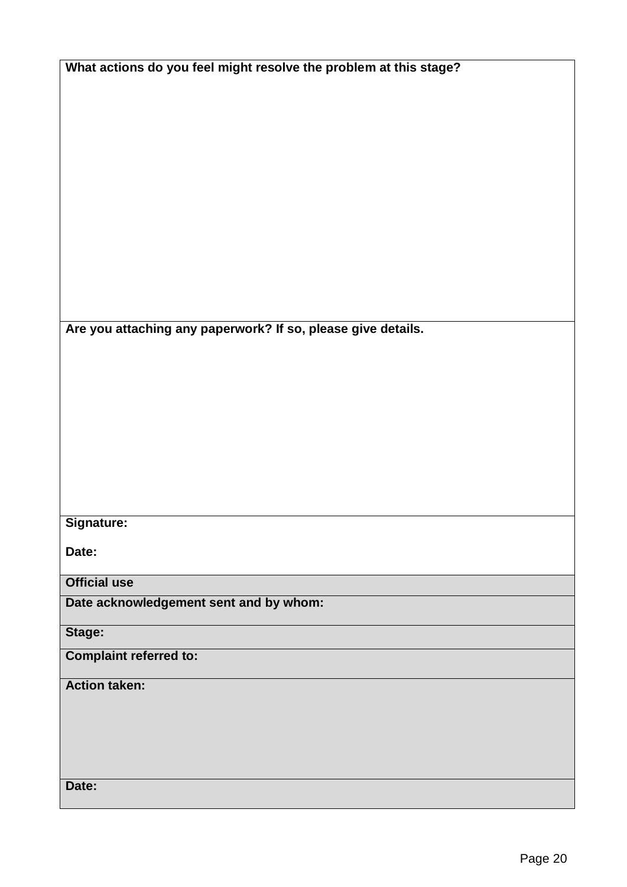| What actions do you feel might resolve the problem at this stage? |
|---|
| |
| **Are you attaching any paperwork? If so, please give details.** |
| |
| **Signature:**<br><br>**Date:** |
| **Official use** |
| **Date acknowledgement sent and by whom:** |
| **Stage:** |
| **Complaint referred to:** |
| **Action taken:** |
| **Date:** |